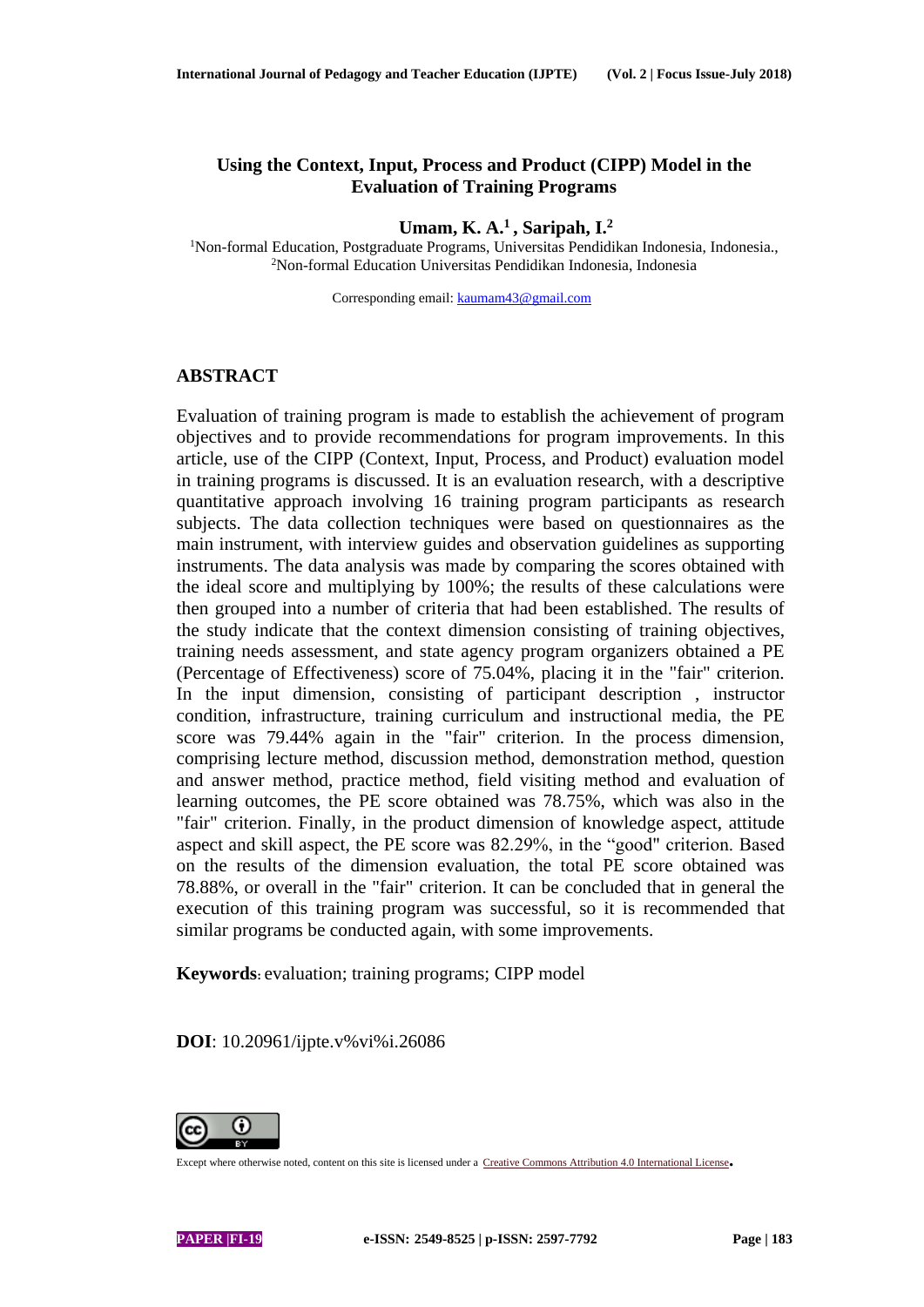# Using the Context, Input, Process and Product (CIPP) Model in the Evaluation of Training Programs

**Umam, K. A.[1], Saripah, I.[2]**

[1]Non-formal Education, Postgraduate Programs, Universitas Pendidikan Indonesia, Indonesia.,
[2]Non-formal Education Universitas Pendidikan Indonesia, Indonesia

Corresponding email: kaumam43@gmail.com

## ABSTRACT

Evaluation of training program is made to establish the achievement of program objectives and to provide recommendations for program improvements. In this article, use of the CIPP (Context, Input, Process, and Product) evaluation model in training programs is discussed. It is an evaluation research, with a descriptive quantitative approach involving 16 training program participants as research subjects. The data collection techniques were based on questionnaires as the main instrument, with interview guides and observation guidelines as supporting instruments. The data analysis was made by comparing the scores obtained with the ideal score and multiplying by 100%; the results of these calculations were then grouped into a number of criteria that had been established. The results of the study indicate that the context dimension consisting of training objectives, training needs assessment, and state agency program organizers obtained a PE (Percentage of Effectiveness) score of 75.04%, placing it in the "fair" criterion. In the input dimension, consisting of participant description , instructor condition, infrastructure, training curriculum and instructional media, the PE score was 79.44% again in the "fair" criterion. In the process dimension, comprising lecture method, discussion method, demonstration method, question and answer method, practice method, field visiting method and evaluation of learning outcomes, the PE score obtained was 78.75%, which was also in the "fair" criterion. Finally, in the product dimension of knowledge aspect, attitude aspect and skill aspect, the PE score was 82.29%, in the “good" criterion. Based on the results of the dimension evaluation, the total PE score obtained was 78.88%, or overall in the "fair" criterion. It can be concluded that in general the execution of this training program was successful, so it is recommended that similar programs be conducted again, with some improvements.

**Keywords**: evaluation; training programs; CIPP model

**DOI**: 10.20961/ijpte.v%vi%i.26086

Except where otherwise noted, content on this site is licensed under a Creative Commons Attribution 4.0 International License.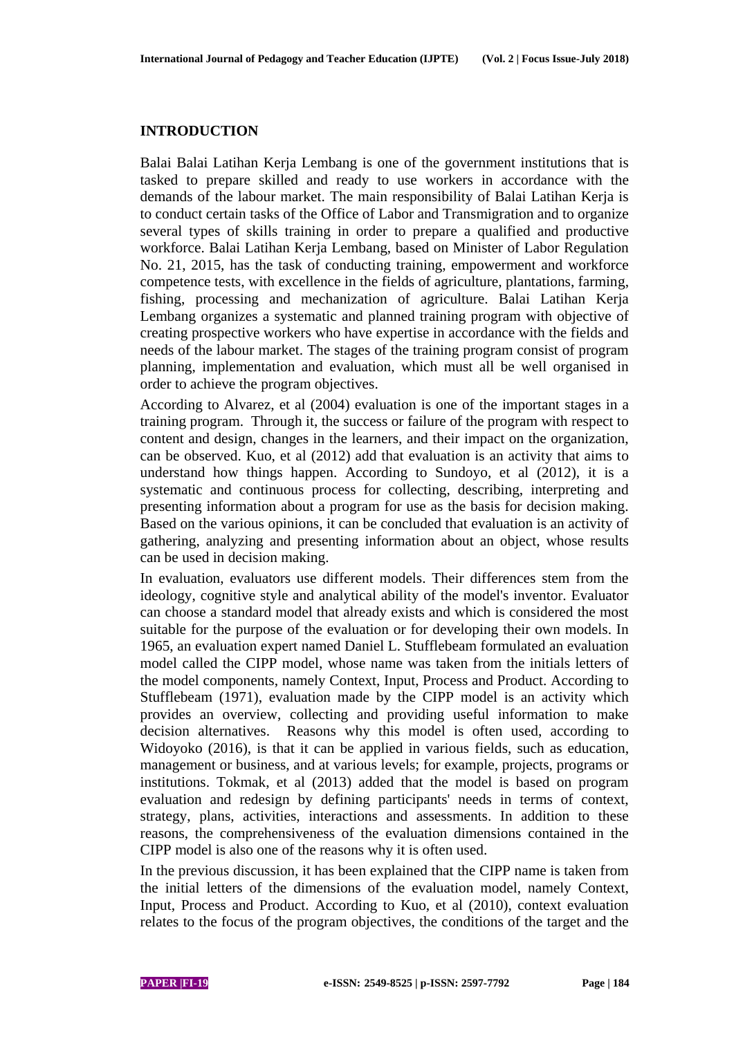## INTRODUCTION

Balai Balai Latihan Kerja Lembang is one of the government institutions that is tasked to prepare skilled and ready to use workers in accordance with the demands of the labour market. The main responsibility of Balai Latihan Kerja is to conduct certain tasks of the Office of Labor and Transmigration and to organize several types of skills training in order to prepare a qualified and productive workforce. Balai Latihan Kerja Lembang, based on Minister of Labor Regulation No. 21, 2015, has the task of conducting training, empowerment and workforce competence tests, with excellence in the fields of agriculture, plantations, farming, fishing, processing and mechanization of agriculture. Balai Latihan Kerja Lembang organizes a systematic and planned training program with objective of creating prospective workers who have expertise in accordance with the fields and needs of the labour market. The stages of the training program consist of program planning, implementation and evaluation, which must all be well organised in order to achieve the program objectives.

According to Alvarez, et al (2004) evaluation is one of the important stages in a training program. Through it, the success or failure of the program with respect to content and design, changes in the learners, and their impact on the organization, can be observed. Kuo, et al (2012) add that evaluation is an activity that aims to understand how things happen. According to Sundoyo, et al (2012), it is a systematic and continuous process for collecting, describing, interpreting and presenting information about a program for use as the basis for decision making. Based on the various opinions, it can be concluded that evaluation is an activity of gathering, analyzing and presenting information about an object, whose results can be used in decision making.

In evaluation, evaluators use different models. Their differences stem from the ideology, cognitive style and analytical ability of the model's inventor. Evaluator can choose a standard model that already exists and which is considered the most suitable for the purpose of the evaluation or for developing their own models. In 1965, an evaluation expert named Daniel L. Stufflebeam formulated an evaluation model called the CIPP model, whose name was taken from the initials letters of the model components, namely Context, Input, Process and Product. According to Stufflebeam (1971), evaluation made by the CIPP model is an activity which provides an overview, collecting and providing useful information to make decision alternatives. Reasons why this model is often used, according to Widoyoko (2016), is that it can be applied in various fields, such as education, management or business, and at various levels; for example, projects, programs or institutions. Tokmak, et al (2013) added that the model is based on program evaluation and redesign by defining participants' needs in terms of context, strategy, plans, activities, interactions and assessments. In addition to these reasons, the comprehensiveness of the evaluation dimensions contained in the CIPP model is also one of the reasons why it is often used.

In the previous discussion, it has been explained that the CIPP name is taken from the initial letters of the dimensions of the evaluation model, namely Context, Input, Process and Product. According to Kuo, et al (2010), context evaluation relates to the focus of the program objectives, the conditions of the target and the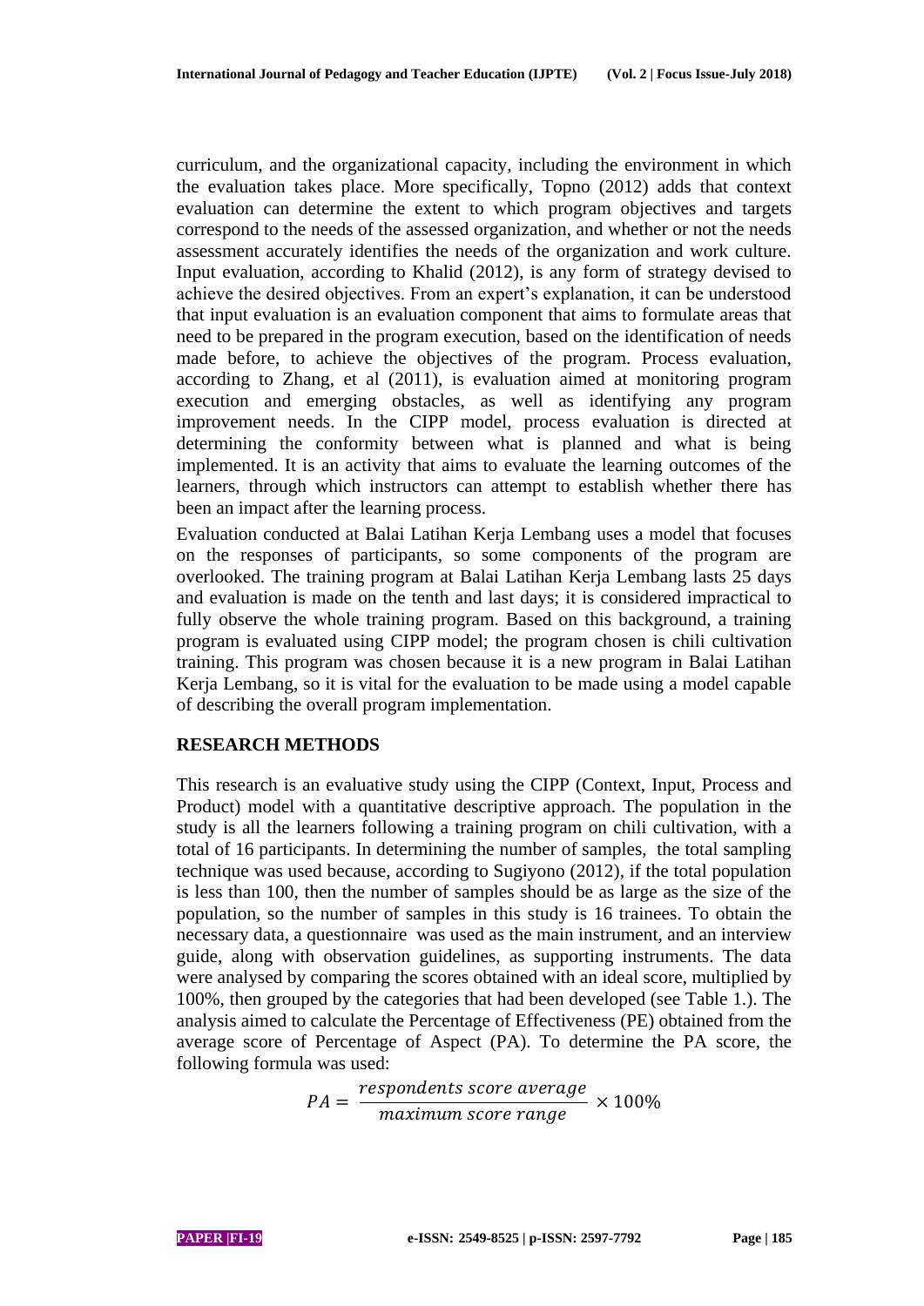curriculum, and the organizational capacity, including the environment in which the evaluation takes place. More specifically, Topno (2012) adds that context evaluation can determine the extent to which program objectives and targets correspond to the needs of the assessed organization, and whether or not the needs assessment accurately identifies the needs of the organization and work culture. Input evaluation, according to Khalid (2012), is any form of strategy devised to achieve the desired objectives. From an expert's explanation, it can be understood that input evaluation is an evaluation component that aims to formulate areas that need to be prepared in the program execution, based on the identification of needs made before, to achieve the objectives of the program. Process evaluation, according to Zhang, et al (2011), is evaluation aimed at monitoring program execution and emerging obstacles, as well as identifying any program improvement needs. In the CIPP model, process evaluation is directed at determining the conformity between what is planned and what is being implemented. It is an activity that aims to evaluate the learning outcomes of the learners, through which instructors can attempt to establish whether there has been an impact after the learning process.

Evaluation conducted at Balai Latihan Kerja Lembang uses a model that focuses on the responses of participants, so some components of the program are overlooked. The training program at Balai Latihan Kerja Lembang lasts 25 days and evaluation is made on the tenth and last days; it is considered impractical to fully observe the whole training program. Based on this background, a training program is evaluated using CIPP model; the program chosen is chili cultivation training. This program was chosen because it is a new program in Balai Latihan Kerja Lembang, so it is vital for the evaluation to be made using a model capable of describing the overall program implementation.

## RESEARCH METHODS

This research is an evaluative study using the CIPP (Context, Input, Process and Product) model with a quantitative descriptive approach. The population in the study is all the learners following a training program on chili cultivation, with a total of 16 participants. In determining the number of samples, the total sampling technique was used because, according to Sugiyono (2012), if the total population is less than 100, then the number of samples should be as large as the size of the population, so the number of samples in this study is 16 trainees. To obtain the necessary data, a questionnaire was used as the main instrument, and an interview guide, along with observation guidelines, as supporting instruments. The data were analysed by comparing the scores obtained with an ideal score, multiplied by 100%, then grouped by the categories that had been developed (see Table 1.). The analysis aimed to calculate the Percentage of Effectiveness (PE) obtained from the average score of Percentage of Aspect (PA). To determine the PA score, the following formula was used:

$$PA = \frac{respondents\ score\ average}{maximum\ score\ range} \times 100\%$$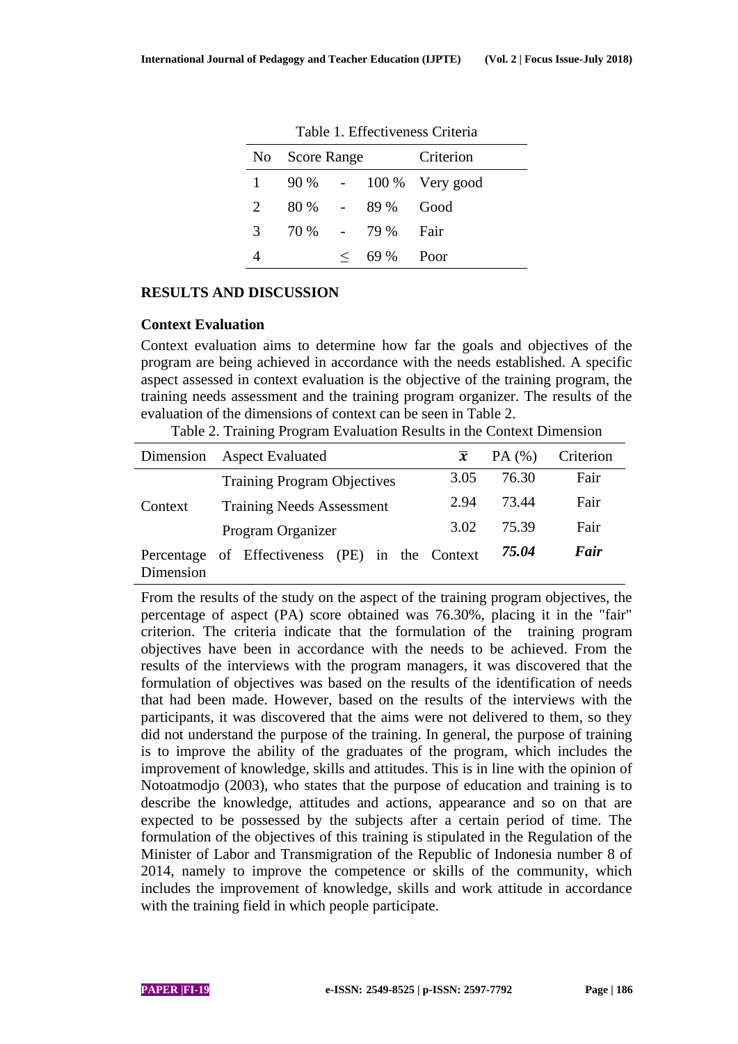Table 1. Effectiveness Criteria

| No | Score Range | Criterion |
|---|---|---|
| 1 | 90 % - 100 % | Very good |
| 2 | 80 % - 89 % | Good |
| 3 | 70 % - 79 % | Fair |
| 4 | ≤ 69 % | Poor |

## RESULTS AND DISCUSSION

### Context Evaluation

Context evaluation aims to determine how far the goals and objectives of the program are being achieved in accordance with the needs established. A specific aspect assessed in context evaluation is the objective of the training program, the training needs assessment and the training program organizer. The results of the evaluation of the dimensions of context can be seen in Table 2.

Table 2. Training Program Evaluation Results in the Context Dimension

| Dimension | Aspect Evaluated | $\bar{x}$ | PA (%) | Criterion |
|---|---|---|---|---|
| Context | Training Program Objectives | 3.05 | 76.30 | Fair |
| | Training Needs Assessment | 2.94 | 73.44 | Fair |
| | Program Organizer | 3.02 | 75.39 | Fair |
| Percentage of Effectiveness (PE) in the Context Dimension | | | ***75.04*** | ***Fair*** |

From the results of the study on the aspect of the training program objectives, the percentage of aspect (PA) score obtained was 76.30%, placing it in the "fair" criterion. The criteria indicate that the formulation of the training program objectives have been in accordance with the needs to be achieved. From the results of the interviews with the program managers, it was discovered that the formulation of objectives was based on the results of the identification of needs that had been made. However, based on the results of the interviews with the participants, it was discovered that the aims were not delivered to them, so they did not understand the purpose of the training. In general, the purpose of training is to improve the ability of the graduates of the program, which includes the improvement of knowledge, skills and attitudes. This is in line with the opinion of Notoatmodjo (2003), who states that the purpose of education and training is to describe the knowledge, attitudes and actions, appearance and so on that are expected to be possessed by the subjects after a certain period of time. The formulation of the objectives of this training is stipulated in the Regulation of the Minister of Labor and Transmigration of the Republic of Indonesia number 8 of 2014, namely to improve the competence or skills of the community, which includes the improvement of knowledge, skills and work attitude in accordance with the training field in which people participate.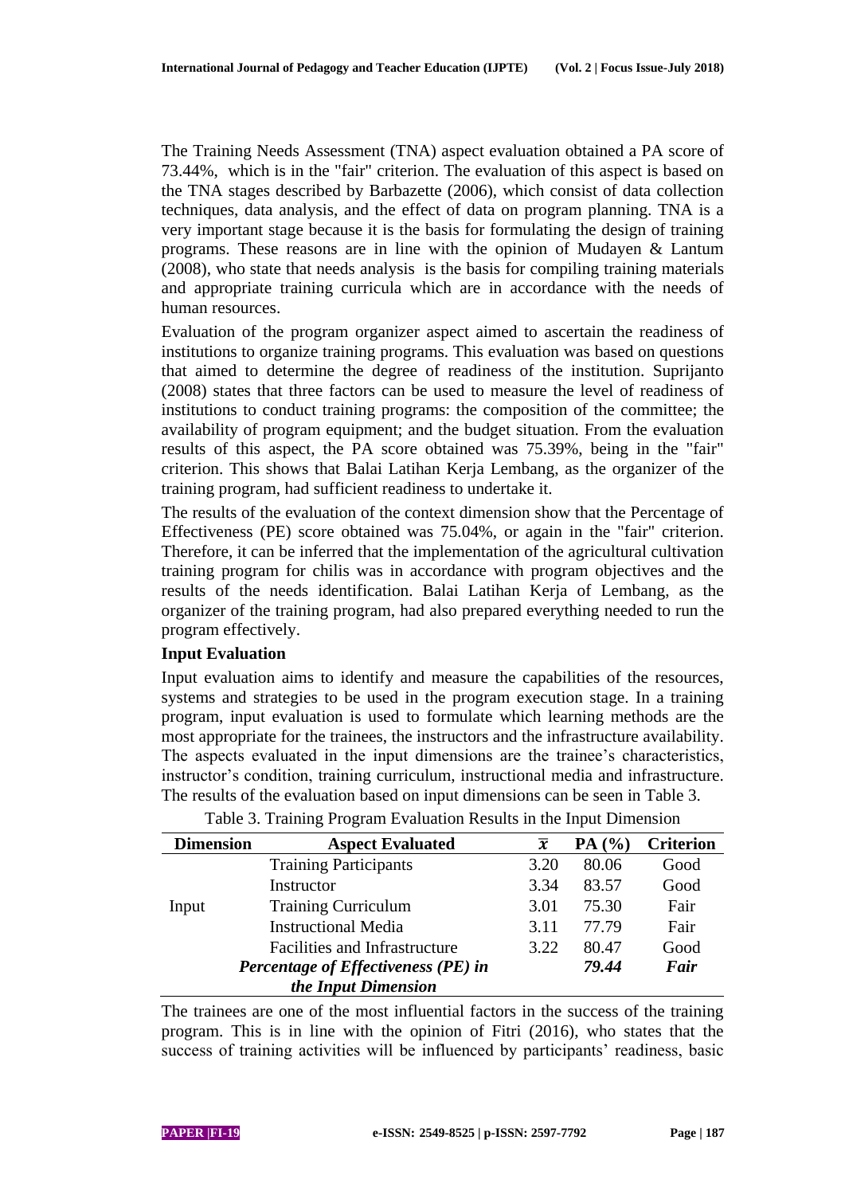The Training Needs Assessment (TNA) aspect evaluation obtained a PA score of 73.44%, which is in the "fair" criterion. The evaluation of this aspect is based on the TNA stages described by Barbazette (2006), which consist of data collection techniques, data analysis, and the effect of data on program planning. TNA is a very important stage because it is the basis for formulating the design of training programs. These reasons are in line with the opinion of Mudayen & Lantum (2008), who state that needs analysis is the basis for compiling training materials and appropriate training curricula which are in accordance with the needs of human resources.

Evaluation of the program organizer aspect aimed to ascertain the readiness of institutions to organize training programs. This evaluation was based on questions that aimed to determine the degree of readiness of the institution. Suprijanto (2008) states that three factors can be used to measure the level of readiness of institutions to conduct training programs: the composition of the committee; the availability of program equipment; and the budget situation. From the evaluation results of this aspect, the PA score obtained was 75.39%, being in the "fair" criterion. This shows that Balai Latihan Kerja Lembang, as the organizer of the training program, had sufficient readiness to undertake it.

The results of the evaluation of the context dimension show that the Percentage of Effectiveness (PE) score obtained was 75.04%, or again in the "fair" criterion. Therefore, it can be inferred that the implementation of the agricultural cultivation training program for chilis was in accordance with program objectives and the results of the needs identification. Balai Latihan Kerja of Lembang, as the organizer of the training program, had also prepared everything needed to run the program effectively.

**Input Evaluation**

Input evaluation aims to identify and measure the capabilities of the resources, systems and strategies to be used in the program execution stage. In a training program, input evaluation is used to formulate which learning methods are the most appropriate for the trainees, the instructors and the infrastructure availability. The aspects evaluated in the input dimensions are the trainee's characteristics, instructor's condition, training curriculum, instructional media and infrastructure. The results of the evaluation based on input dimensions can be seen in Table 3.

Table 3. Training Program Evaluation Results in the Input Dimension

| Dimension | Aspect Evaluated | $\bar{x}$ | PA (%) | Criterion |
|---|---|---|---|---|
| Input | Training Participants | 3.20 | 80.06 | Good |
| | Instructor | 3.34 | 83.57 | Good |
| | Training Curriculum | 3.01 | 75.30 | Fair |
| | Instructional Media | 3.11 | 77.79 | Fair |
| | Facilities and Infrastructure | 3.22 | 80.47 | Good |
| ***Percentage of Effectiveness (PE) in the Input Dimension*** | | | ***79.44*** | ***Fair*** |

The trainees are one of the most influential factors in the success of the training program. This is in line with the opinion of Fitri (2016), who states that the success of training activities will be influenced by participants' readiness, basic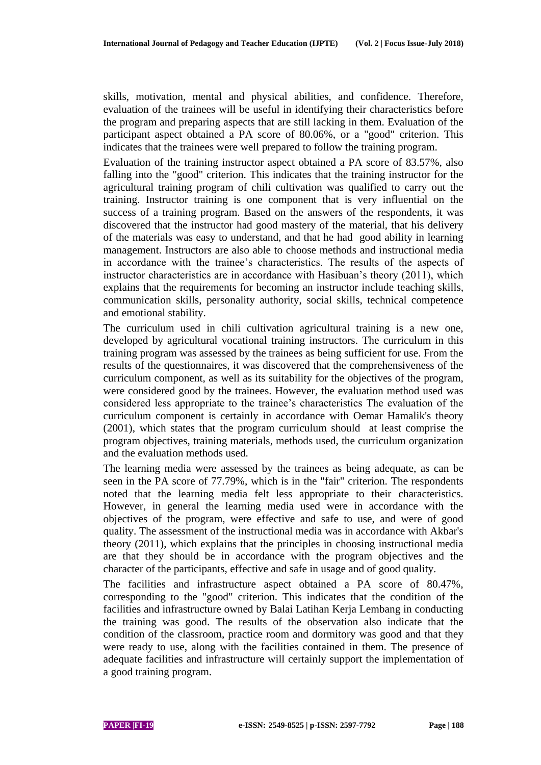skills, motivation, mental and physical abilities, and confidence. Therefore, evaluation of the trainees will be useful in identifying their characteristics before the program and preparing aspects that are still lacking in them. Evaluation of the participant aspect obtained a PA score of 80.06%, or a "good" criterion. This indicates that the trainees were well prepared to follow the training program.

Evaluation of the training instructor aspect obtained a PA score of 83.57%, also falling into the "good" criterion. This indicates that the training instructor for the agricultural training program of chili cultivation was qualified to carry out the training. Instructor training is one component that is very influential on the success of a training program. Based on the answers of the respondents, it was discovered that the instructor had good mastery of the material, that his delivery of the materials was easy to understand, and that he had good ability in learning management. Instructors are also able to choose methods and instructional media in accordance with the trainee's characteristics. The results of the aspects of instructor characteristics are in accordance with Hasibuan's theory (2011), which explains that the requirements for becoming an instructor include teaching skills, communication skills, personality authority, social skills, technical competence and emotional stability.

The curriculum used in chili cultivation agricultural training is a new one, developed by agricultural vocational training instructors. The curriculum in this training program was assessed by the trainees as being sufficient for use. From the results of the questionnaires, it was discovered that the comprehensiveness of the curriculum component, as well as its suitability for the objectives of the program, were considered good by the trainees. However, the evaluation method used was considered less appropriate to the trainee's characteristics The evaluation of the curriculum component is certainly in accordance with Oemar Hamalik's theory (2001), which states that the program curriculum should at least comprise the program objectives, training materials, methods used, the curriculum organization and the evaluation methods used.

The learning media were assessed by the trainees as being adequate, as can be seen in the PA score of 77.79%, which is in the "fair" criterion. The respondents noted that the learning media felt less appropriate to their characteristics. However, in general the learning media used were in accordance with the objectives of the program, were effective and safe to use, and were of good quality. The assessment of the instructional media was in accordance with Akbar's theory (2011), which explains that the principles in choosing instructional media are that they should be in accordance with the program objectives and the character of the participants, effective and safe in usage and of good quality.

The facilities and infrastructure aspect obtained a PA score of 80.47%, corresponding to the "good" criterion. This indicates that the condition of the facilities and infrastructure owned by Balai Latihan Kerja Lembang in conducting the training was good. The results of the observation also indicate that the condition of the classroom, practice room and dormitory was good and that they were ready to use, along with the facilities contained in them. The presence of adequate facilities and infrastructure will certainly support the implementation of a good training program.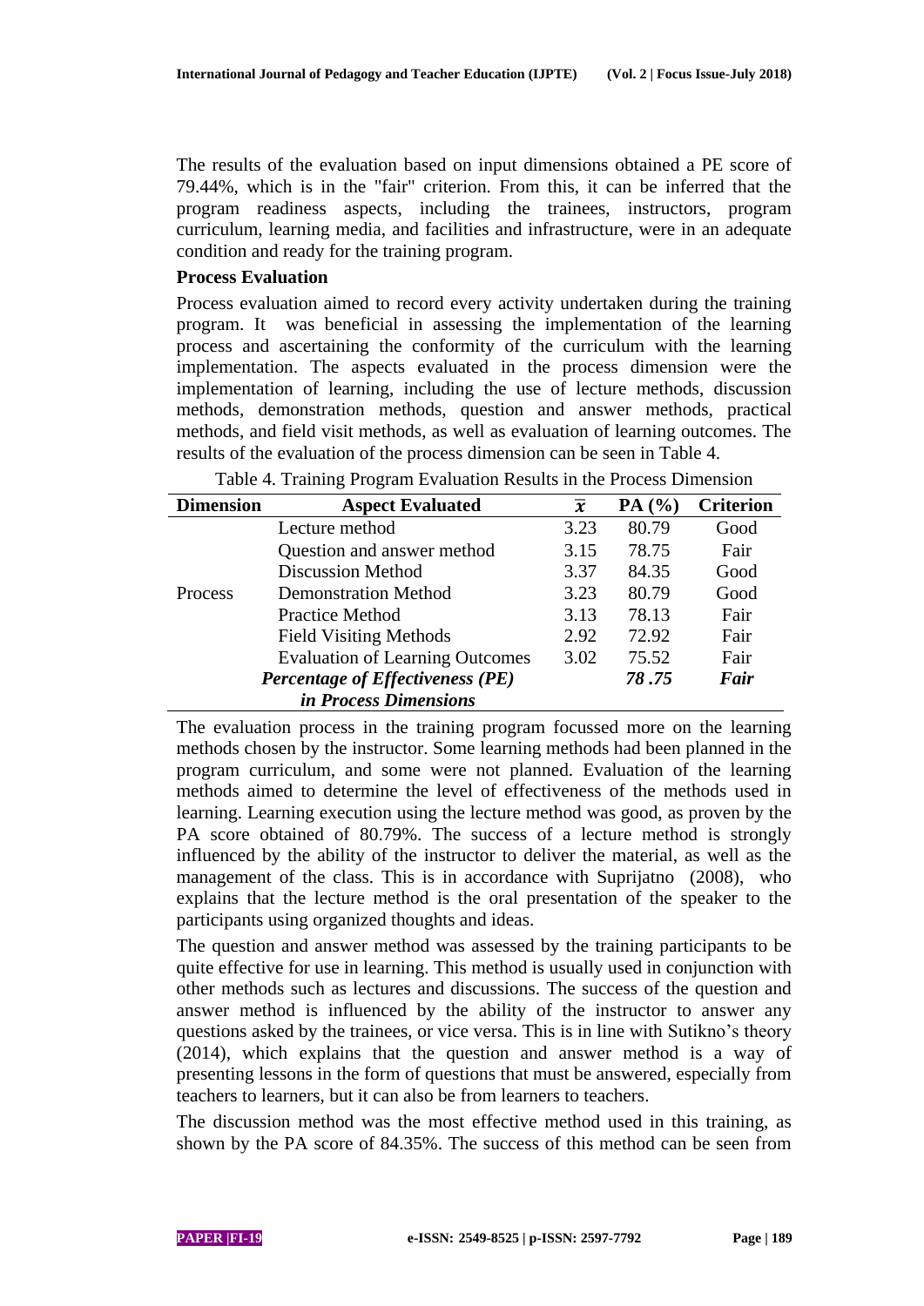The results of the evaluation based on input dimensions obtained a PE score of 79.44%, which is in the "fair" criterion. From this, it can be inferred that the program readiness aspects, including the trainees, instructors, program curriculum, learning media, and facilities and infrastructure, were in an adequate condition and ready for the training program.

**Process Evaluation**

Process evaluation aimed to record every activity undertaken during the training program. It was beneficial in assessing the implementation of the learning process and ascertaining the conformity of the curriculum with the learning implementation. The aspects evaluated in the process dimension were the implementation of learning, including the use of lecture methods, discussion methods, demonstration methods, question and answer methods, practical methods, and field visit methods, as well as evaluation of learning outcomes. The results of the evaluation of the process dimension can be seen in Table 4.

Table 4. Training Program Evaluation Results in the Process Dimension

| Dimension | Aspect Evaluated | $\bar{x}$ | PA (%) | Criterion |
|---|---|---|---|---|
| Process | Lecture method | 3.23 | 80.79 | Good |
| | Question and answer method | 3.15 | 78.75 | Fair |
| | Discussion Method | 3.37 | 84.35 | Good |
| | Demonstration Method | 3.23 | 80.79 | Good |
| | Practice Method | 3.13 | 78.13 | Fair |
| | Field Visiting Methods | 2.92 | 72.92 | Fair |
| | Evaluation of Learning Outcomes | 3.02 | 75.52 | Fair |
| ***Percentage of Effectiveness (PE) in Process Dimensions*** | | | ***78 .75*** | ***Fair*** |

The evaluation process in the training program focussed more on the learning methods chosen by the instructor. Some learning methods had been planned in the program curriculum, and some were not planned. Evaluation of the learning methods aimed to determine the level of effectiveness of the methods used in learning. Learning execution using the lecture method was good, as proven by the PA score obtained of 80.79%. The success of a lecture method is strongly influenced by the ability of the instructor to deliver the material, as well as the management of the class. This is in accordance with Suprijatno (2008), who explains that the lecture method is the oral presentation of the speaker to the participants using organized thoughts and ideas.

The question and answer method was assessed by the training participants to be quite effective for use in learning. This method is usually used in conjunction with other methods such as lectures and discussions. The success of the question and answer method is influenced by the ability of the instructor to answer any questions asked by the trainees, or vice versa. This is in line with Sutikno's theory (2014), which explains that the question and answer method is a way of presenting lessons in the form of questions that must be answered, especially from teachers to learners, but it can also be from learners to teachers.

The discussion method was the most effective method used in this training, as shown by the PA score of 84.35%. The success of this method can be seen from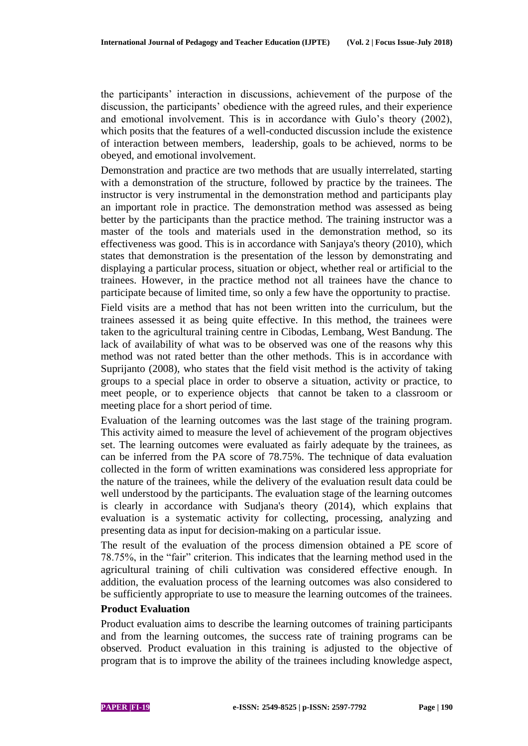the participants' interaction in discussions, achievement of the purpose of the discussion, the participants' obedience with the agreed rules, and their experience and emotional involvement. This is in accordance with Gulo's theory (2002), which posits that the features of a well-conducted discussion include the existence of interaction between members, leadership, goals to be achieved, norms to be obeyed, and emotional involvement.

Demonstration and practice are two methods that are usually interrelated, starting with a demonstration of the structure, followed by practice by the trainees. The instructor is very instrumental in the demonstration method and participants play an important role in practice. The demonstration method was assessed as being better by the participants than the practice method. The training instructor was a master of the tools and materials used in the demonstration method, so its effectiveness was good. This is in accordance with Sanjaya's theory (2010), which states that demonstration is the presentation of the lesson by demonstrating and displaying a particular process, situation or object, whether real or artificial to the trainees. However, in the practice method not all trainees have the chance to participate because of limited time, so only a few have the opportunity to practise.

Field visits are a method that has not been written into the curriculum, but the trainees assessed it as being quite effective. In this method, the trainees were taken to the agricultural training centre in Cibodas, Lembang, West Bandung. The lack of availability of what was to be observed was one of the reasons why this method was not rated better than the other methods. This is in accordance with Suprijanto (2008), who states that the field visit method is the activity of taking groups to a special place in order to observe a situation, activity or practice, to meet people, or to experience objects that cannot be taken to a classroom or meeting place for a short period of time.

Evaluation of the learning outcomes was the last stage of the training program. This activity aimed to measure the level of achievement of the program objectives set. The learning outcomes were evaluated as fairly adequate by the trainees, as can be inferred from the PA score of 78.75%. The technique of data evaluation collected in the form of written examinations was considered less appropriate for the nature of the trainees, while the delivery of the evaluation result data could be well understood by the participants. The evaluation stage of the learning outcomes is clearly in accordance with Sudjana's theory (2014), which explains that evaluation is a systematic activity for collecting, processing, analyzing and presenting data as input for decision-making on a particular issue.

The result of the evaluation of the process dimension obtained a PE score of 78.75%, in the "fair" criterion. This indicates that the learning method used in the agricultural training of chili cultivation was considered effective enough. In addition, the evaluation process of the learning outcomes was also considered to be sufficiently appropriate to use to measure the learning outcomes of the trainees.

**Product Evaluation**

Product evaluation aims to describe the learning outcomes of training participants and from the learning outcomes, the success rate of training programs can be observed. Product evaluation in this training is adjusted to the objective of program that is to improve the ability of the trainees including knowledge aspect,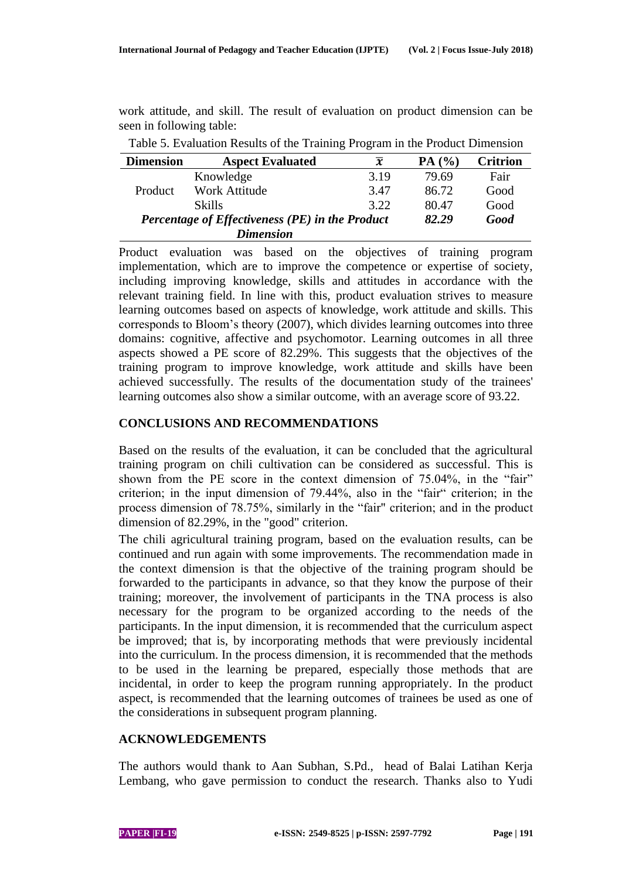work attitude, and skill. The result of evaluation on product dimension can be seen in following table:

Table 5. Evaluation Results of the Training Program in the Product Dimension

| Dimension | Aspect Evaluated | $\bar{x}$ | PA (%) | Critrion |
|---|---|---|---|---|
| Product | Knowledge | 3.19 | 79.69 | Fair |
| | Work Attitude | 3.47 | 86.72 | Good |
| | Skills | 3.22 | 80.47 | Good |
| ***Percentage of Effectiveness (PE) in the Product Dimension*** | | | ***82.29*** | ***Good*** |

Product evaluation was based on the objectives of training program implementation, which are to improve the competence or expertise of society, including improving knowledge, skills and attitudes in accordance with the relevant training field. In line with this, product evaluation strives to measure learning outcomes based on aspects of knowledge, work attitude and skills. This corresponds to Bloom's theory (2007), which divides learning outcomes into three domains: cognitive, affective and psychomotor. Learning outcomes in all three aspects showed a PE score of 82.29%. This suggests that the objectives of the training program to improve knowledge, work attitude and skills have been achieved successfully. The results of the documentation study of the trainees' learning outcomes also show a similar outcome, with an average score of 93.22.

## CONCLUSIONS AND RECOMMENDATIONS

Based on the results of the evaluation, it can be concluded that the agricultural training program on chili cultivation can be considered as successful. This is shown from the PE score in the context dimension of 75.04%, in the "fair" criterion; in the input dimension of 79.44%, also in the "fair" criterion; in the process dimension of 78.75%, similarly in the "fair" criterion; and in the product dimension of 82.29%, in the "good" criterion.

The chili agricultural training program, based on the evaluation results, can be continued and run again with some improvements. The recommendation made in the context dimension is that the objective of the training program should be forwarded to the participants in advance, so that they know the purpose of their training; moreover, the involvement of participants in the TNA process is also necessary for the program to be organized according to the needs of the participants. In the input dimension, it is recommended that the curriculum aspect be improved; that is, by incorporating methods that were previously incidental into the curriculum. In the process dimension, it is recommended that the methods to be used in the learning be prepared, especially those methods that are incidental, in order to keep the program running appropriately. In the product aspect, is recommended that the learning outcomes of trainees be used as one of the considerations in subsequent program planning.

## ACKNOWLEDGEMENTS

The authors would thank to Aan Subhan, S.Pd., head of Balai Latihan Kerja Lembang, who gave permission to conduct the research. Thanks also to Yudi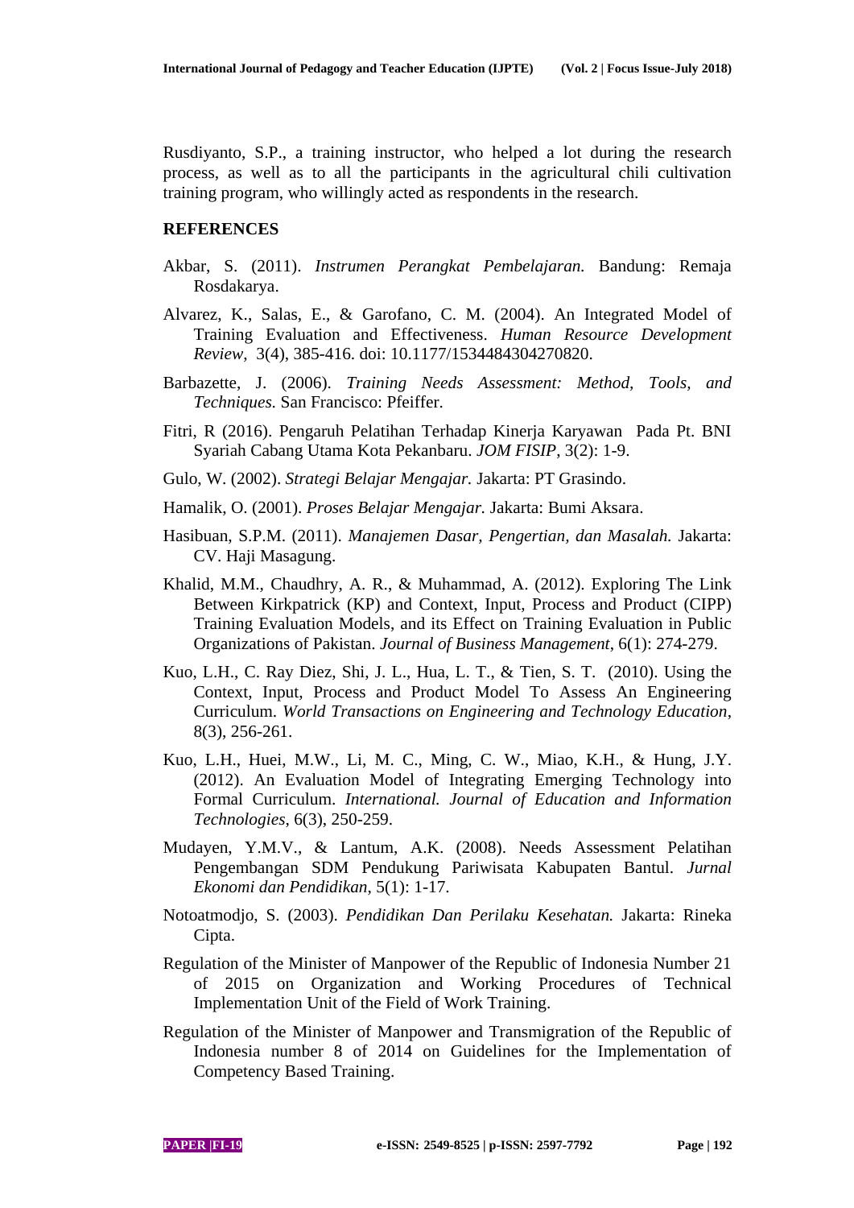Rusdiyanto, S.P., a training instructor, who helped a lot during the research process, as well as to all the participants in the agricultural chili cultivation training program, who willingly acted as respondents in the research.

## REFERENCES

Akbar, S. (2011). *Instrumen Perangkat Pembelajaran.* Bandung: Remaja Rosdakarya.

Alvarez, K., Salas, E., & Garofano, C. M. (2004). An Integrated Model of Training Evaluation and Effectiveness. *Human Resource Development Review*, 3(4), 385-416. doi: 10.1177/1534484304270820.

Barbazette, J. (2006). *Training Needs Assessment: Method, Tools, and Techniques.* San Francisco: Pfeiffer.

Fitri, R (2016). Pengaruh Pelatihan Terhadap Kinerja Karyawan Pada Pt. BNI Syariah Cabang Utama Kota Pekanbaru. *JOM FISIP*, 3(2): 1-9.

Gulo, W. (2002). *Strategi Belajar Mengajar.* Jakarta: PT Grasindo.

Hamalik, O. (2001). *Proses Belajar Mengajar.* Jakarta: Bumi Aksara.

Hasibuan, S.P.M. (2011). *Manajemen Dasar, Pengertian, dan Masalah.* Jakarta: CV. Haji Masagung.

Khalid, M.M., Chaudhry, A. R., & Muhammad, A. (2012). Exploring The Link Between Kirkpatrick (KP) and Context, Input, Process and Product (CIPP) Training Evaluation Models, and its Effect on Training Evaluation in Public Organizations of Pakistan. *Journal of Business Management*, 6(1): 274-279.

Kuo, L.H., C. Ray Diez, Shi, J. L., Hua, L. T., & Tien, S. T. (2010). Using the Context, Input, Process and Product Model To Assess An Engineering Curriculum. *World Transactions on Engineering and Technology Education*, 8(3), 256-261.

Kuo, L.H., Huei, M.W., Li, M. C., Ming, C. W., Miao, K.H., & Hung, J.Y. (2012). An Evaluation Model of Integrating Emerging Technology into Formal Curriculum. *International. Journal of Education and Information Technologies*, 6(3), 250-259.

Mudayen, Y.M.V., & Lantum, A.K. (2008). Needs Assessment Pelatihan Pengembangan SDM Pendukung Pariwisata Kabupaten Bantul. *Jurnal Ekonomi dan Pendidikan*, 5(1): 1-17.

Notoatmodjo, S. (2003). *Pendidikan Dan Perilaku Kesehatan.* Jakarta: Rineka Cipta.

Regulation of the Minister of Manpower of the Republic of Indonesia Number 21 of 2015 on Organization and Working Procedures of Technical Implementation Unit of the Field of Work Training.

Regulation of the Minister of Manpower and Transmigration of the Republic of Indonesia number 8 of 2014 on Guidelines for the Implementation of Competency Based Training.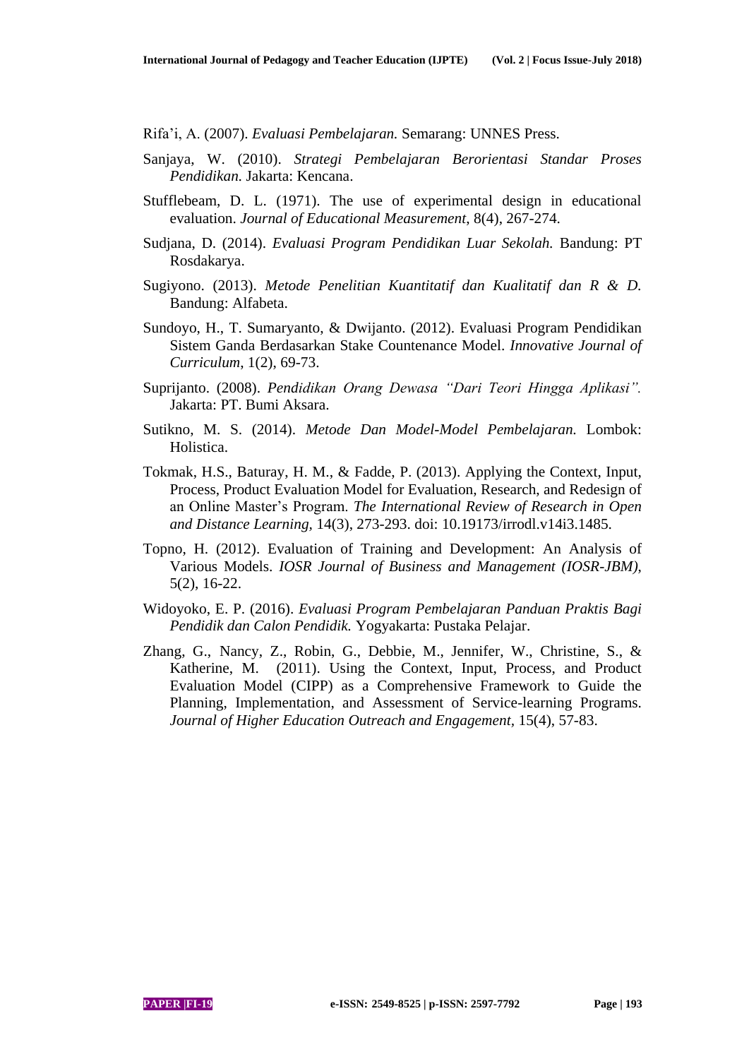Rifa'i, A. (2007). *Evaluasi Pembelajaran.* Semarang: UNNES Press.

Sanjaya, W. (2010). *Strategi Pembelajaran Berorientasi Standar Proses Pendidikan.* Jakarta: Kencana.

Stufflebeam, D. L. (1971). The use of experimental design in educational evaluation. *Journal of Educational Measurement*, 8(4), 267-274.

Sudjana, D. (2014). *Evaluasi Program Pendidikan Luar Sekolah.* Bandung: PT Rosdakarya.

Sugiyono. (2013). *Metode Penelitian Kuantitatif dan Kualitatif dan R & D.* Bandung: Alfabeta.

Sundoyo, H., T. Sumaryanto, & Dwijanto. (2012). Evaluasi Program Pendidikan Sistem Ganda Berdasarkan Stake Countenance Model. *Innovative Journal of Curriculum*, 1(2), 69-73.

Suprijanto. (2008). *Pendidikan Orang Dewasa "Dari Teori Hingga Aplikasi".* Jakarta: PT. Bumi Aksara.

Sutikno, M. S. (2014). *Metode Dan Model-Model Pembelajaran.* Lombok: Holistica.

Tokmak, H.S., Baturay, H. M., & Fadde, P. (2013). Applying the Context, Input, Process, Product Evaluation Model for Evaluation, Research, and Redesign of an Online Master's Program. *The International Review of Research in Open and Distance Learning,* 14(3), 273-293. doi: 10.19173/irrodl.v14i3.1485.

Topno, H. (2012). Evaluation of Training and Development: An Analysis of Various Models. *IOSR Journal of Business and Management (IOSR-JBM)*, 5(2), 16-22.

Widoyoko, E. P. (2016). *Evaluasi Program Pembelajaran Panduan Praktis Bagi Pendidik dan Calon Pendidik.* Yogyakarta: Pustaka Pelajar.

Zhang, G., Nancy, Z., Robin, G., Debbie, M., Jennifer, W., Christine, S., & Katherine, M. (2011). Using the Context, Input, Process, and Product Evaluation Model (CIPP) as a Comprehensive Framework to Guide the Planning, Implementation, and Assessment of Service-learning Programs. *Journal of Higher Education Outreach and Engagement,* 15(4), 57-83.